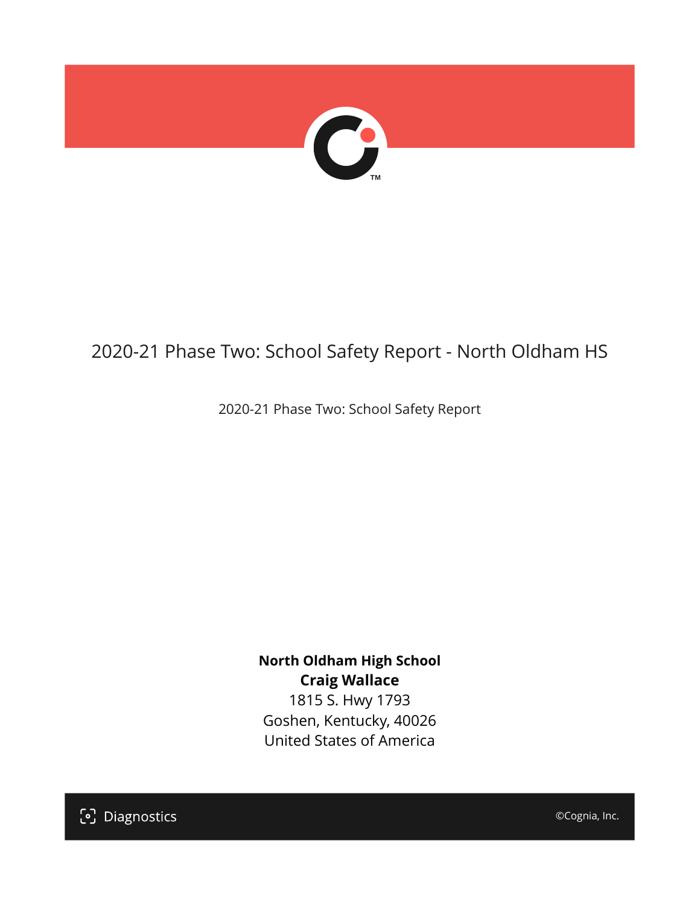# 2020-21 Phase Two: School Safety Report - North Oldham HS

2020-21 Phase Two: School Safety Report

**North Oldham High School**
**Craig Wallace**
1815 S. Hwy 1793
Goshen, Kentucky, 40026
United States of America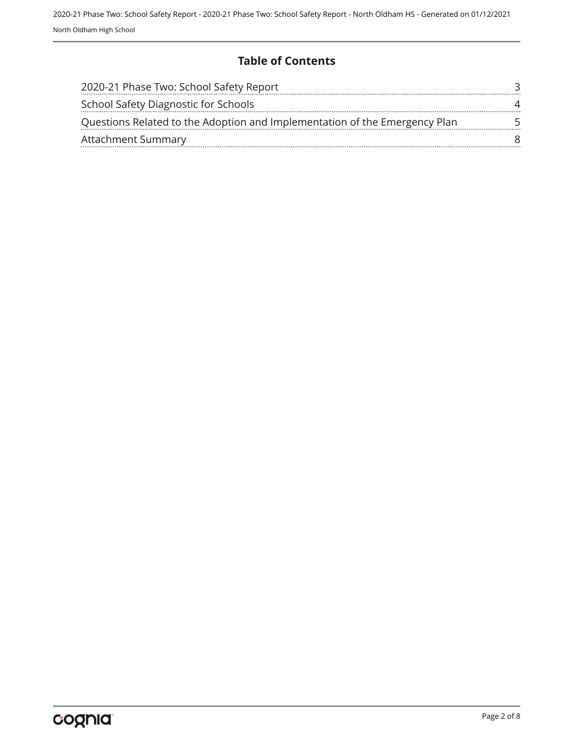# Table of Contents

| | |
|---|---|
| 2020-21 Phase Two: School Safety Report | 3 |
| School Safety Diagnostic for Schools | 4 |
| Questions Related to the Adoption and Implementation of the Emergency Plan | 5 |
| Attachment Summary | 8 |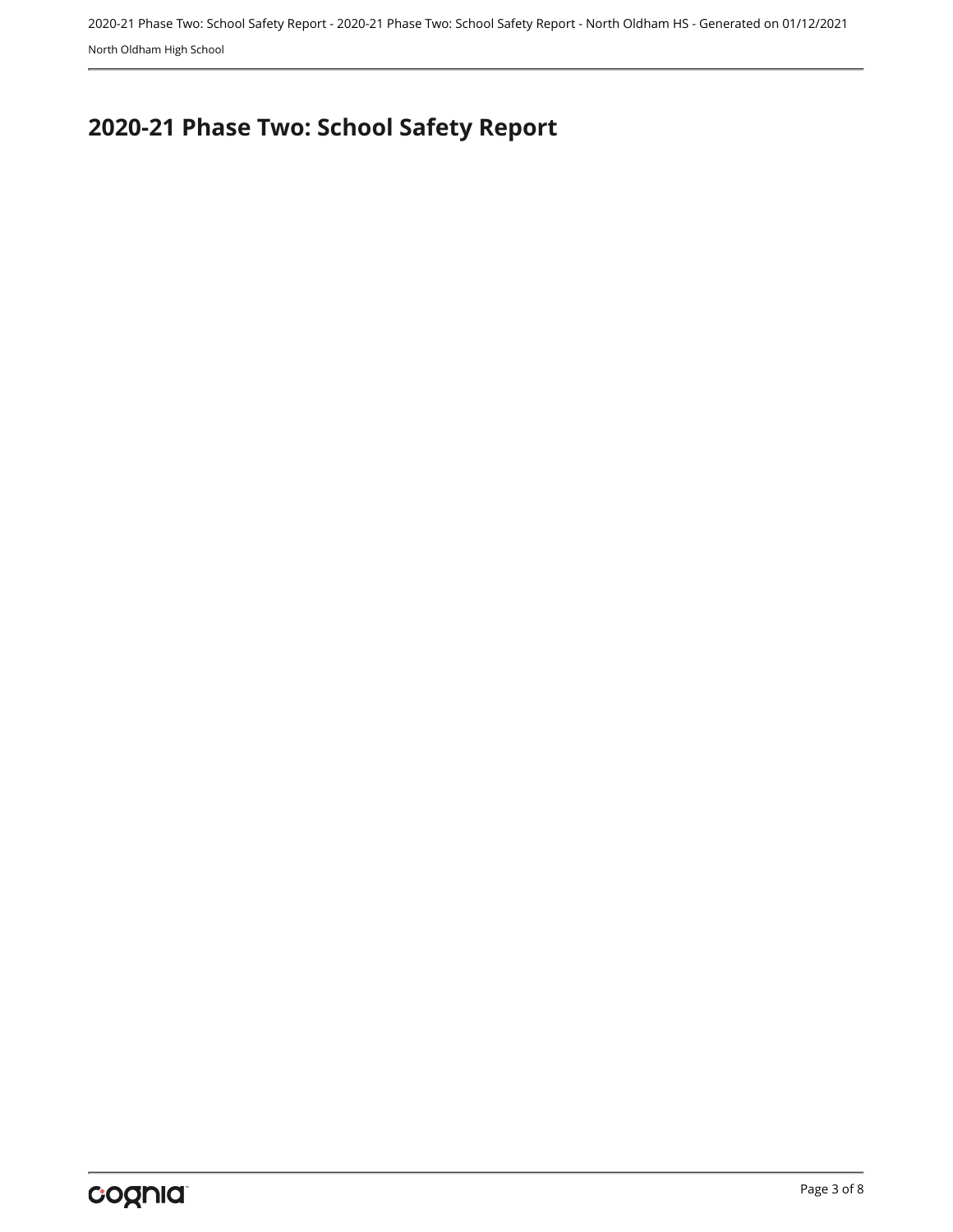# 2020-21 Phase Two: School Safety Report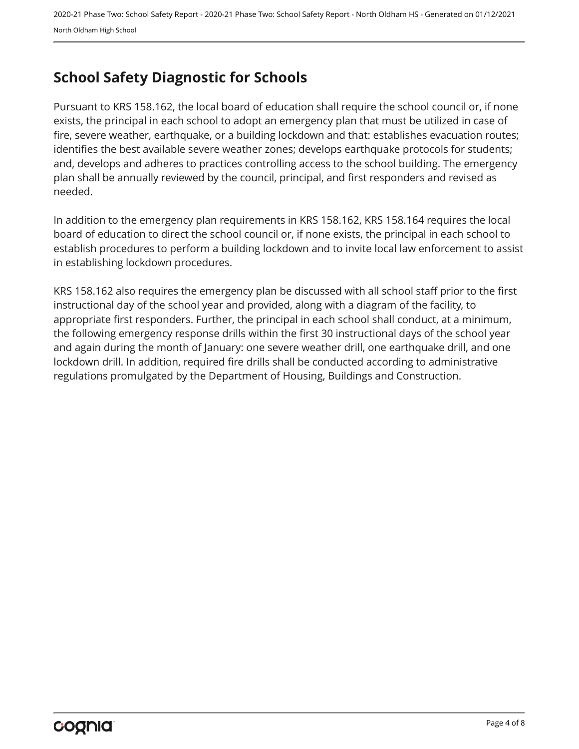## School Safety Diagnostic for Schools

Pursuant to KRS 158.162, the local board of education shall require the school council or, if none exists, the principal in each school to adopt an emergency plan that must be utilized in case of fire, severe weather, earthquake, or a building lockdown and that: establishes evacuation routes; identifies the best available severe weather zones; develops earthquake protocols for students; and, develops and adheres to practices controlling access to the school building. The emergency plan shall be annually reviewed by the council, principal, and first responders and revised as needed.

In addition to the emergency plan requirements in KRS 158.162, KRS 158.164 requires the local board of education to direct the school council or, if none exists, the principal in each school to establish procedures to perform a building lockdown and to invite local law enforcement to assist in establishing lockdown procedures.

KRS 158.162 also requires the emergency plan be discussed with all school staff prior to the first instructional day of the school year and provided, along with a diagram of the facility, to appropriate first responders. Further, the principal in each school shall conduct, at a minimum, the following emergency response drills within the first 30 instructional days of the school year and again during the month of January: one severe weather drill, one earthquake drill, and one lockdown drill. In addition, required fire drills shall be conducted according to administrative regulations promulgated by the Department of Housing, Buildings and Construction.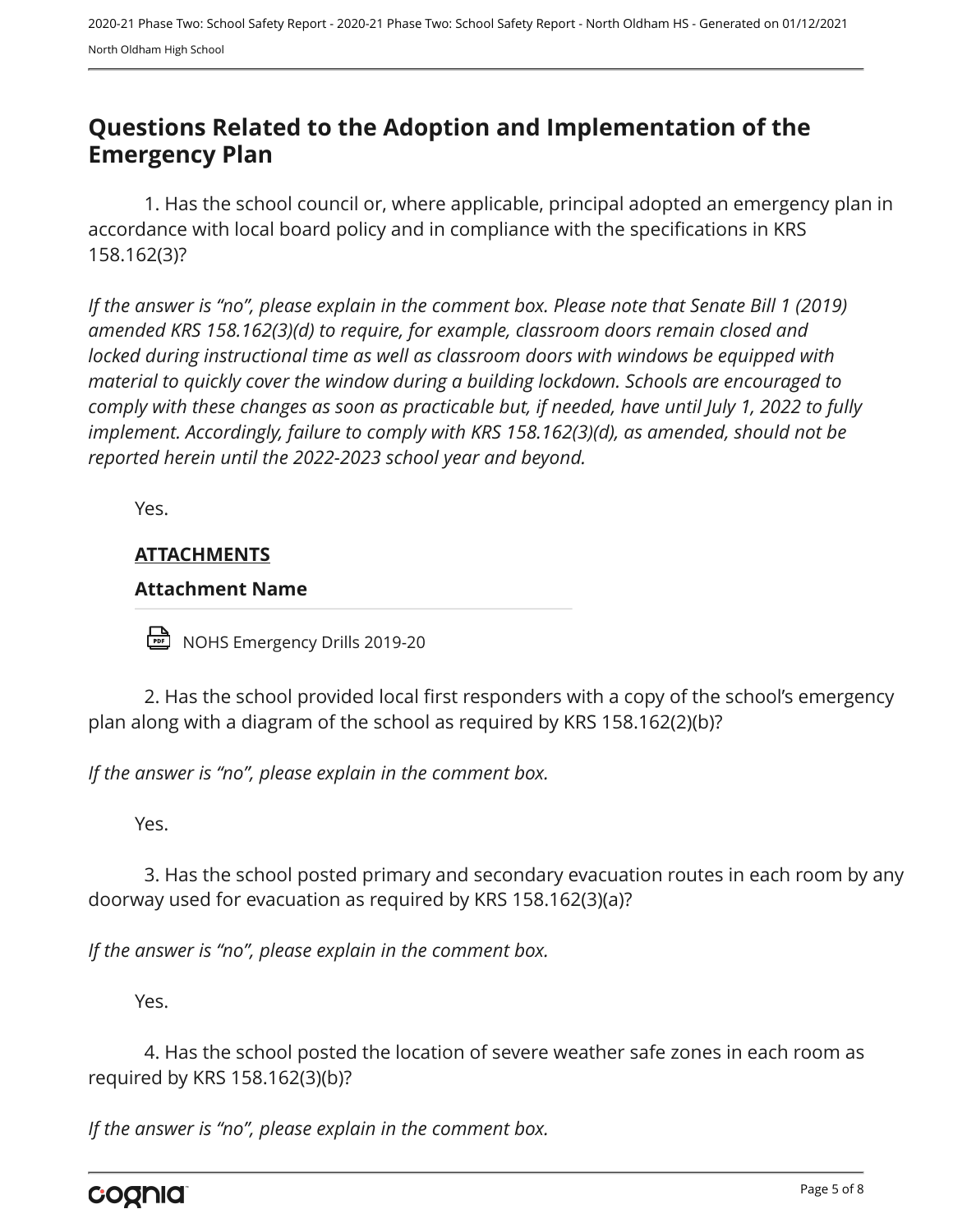## Questions Related to the Adoption and Implementation of the Emergency Plan

1. Has the school council or, where applicable, principal adopted an emergency plan in accordance with local board policy and in compliance with the specifications in KRS 158.162(3)?

*If the answer is “no”, please explain in the comment box. Please note that Senate Bill 1 (2019) amended KRS 158.162(3)(d) to require, for example, classroom doors remain closed and locked during instructional time as well as classroom doors with windows be equipped with material to quickly cover the window during a building lockdown. Schools are encouraged to comply with these changes as soon as practicable but, if needed, have until July 1, 2022 to fully implement. Accordingly, failure to comply with KRS 158.162(3)(d), as amended, should not be reported herein until the 2022-2023 school year and beyond.*

Yes.

**ATTACHMENTS**

**Attachment Name**

NOHS Emergency Drills 2019-20

2. Has the school provided local first responders with a copy of the school’s emergency plan along with a diagram of the school as required by KRS 158.162(2)(b)?

*If the answer is “no”, please explain in the comment box.*

Yes.

3. Has the school posted primary and secondary evacuation routes in each room by any doorway used for evacuation as required by KRS 158.162(3)(a)?

*If the answer is “no”, please explain in the comment box.*

Yes.

4. Has the school posted the location of severe weather safe zones in each room as required by KRS 158.162(3)(b)?

*If the answer is “no”, please explain in the comment box.*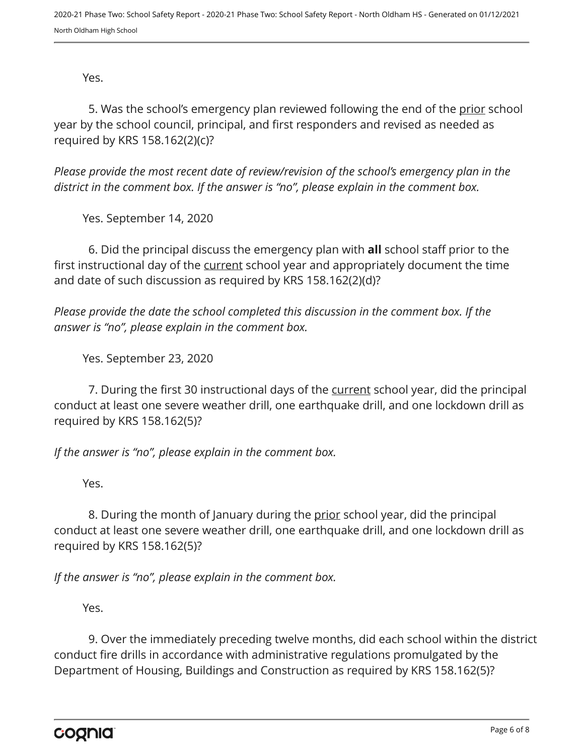Yes.

5. Was the school's emergency plan reviewed following the end of the <u>prior</u> school year by the school council, principal, and first responders and revised as needed as required by KRS 158.162(2)(c)?

*Please provide the most recent date of review/revision of the school's emergency plan in the district in the comment box. If the answer is "no", please explain in the comment box.*

Yes. September 14, 2020

6. Did the principal discuss the emergency plan with **all** school staff prior to the first instructional day of the <u>current</u> school year and appropriately document the time and date of such discussion as required by KRS 158.162(2)(d)?

*Please provide the date the school completed this discussion in the comment box. If the answer is "no", please explain in the comment box.*

Yes. September 23, 2020

7. During the first 30 instructional days of the <u>current</u> school year, did the principal conduct at least one severe weather drill, one earthquake drill, and one lockdown drill as required by KRS 158.162(5)?

*If the answer is "no", please explain in the comment box.*

Yes.

8. During the month of January during the <u>prior</u> school year, did the principal conduct at least one severe weather drill, one earthquake drill, and one lockdown drill as required by KRS 158.162(5)?

*If the answer is "no", please explain in the comment box.*

Yes.

9. Over the immediately preceding twelve months, did each school within the district conduct fire drills in accordance with administrative regulations promulgated by the Department of Housing, Buildings and Construction as required by KRS 158.162(5)?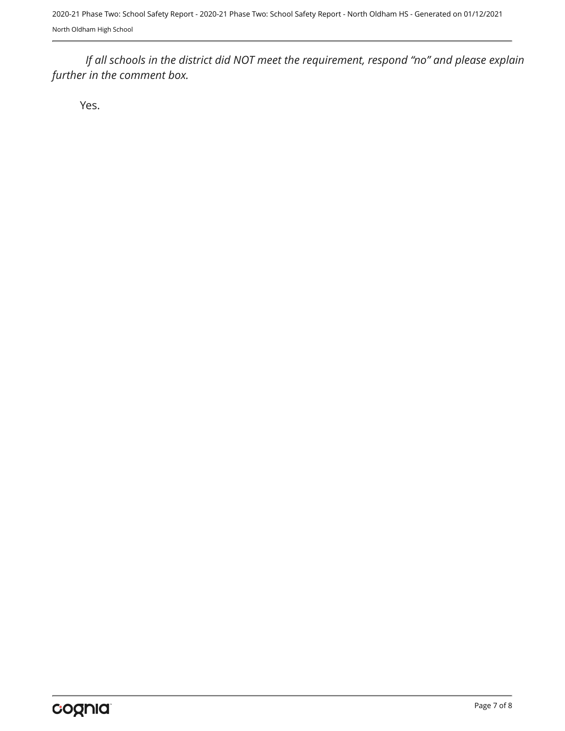*If all schools in the district did NOT meet the requirement, respond “no” and please explain further in the comment box.*

Yes.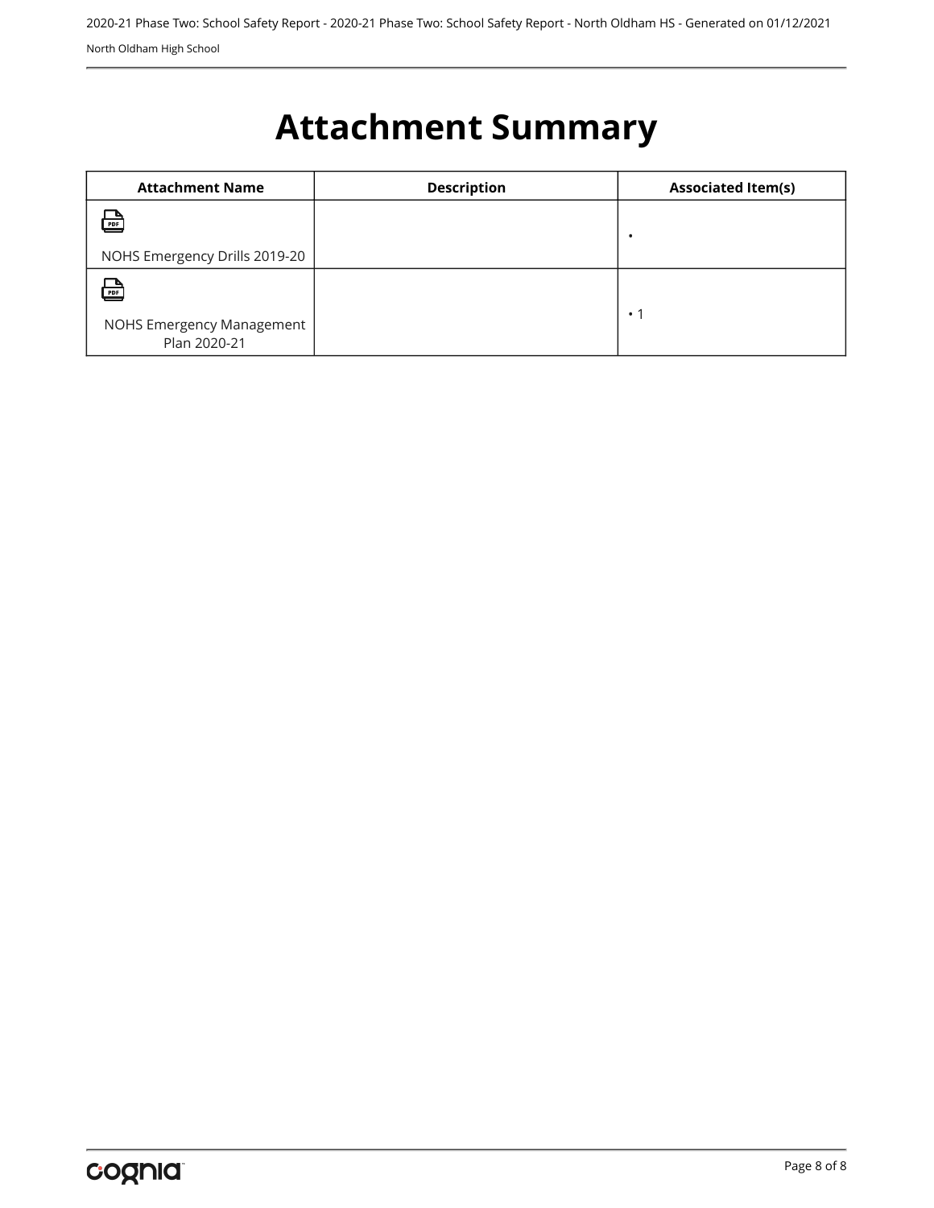# Attachment Summary

| Attachment Name | Description | Associated Item(s) |
|---|---|---|
| NOHS Emergency Drills 2019-20 | | • |
| NOHS Emergency Management Plan 2020-21 | | • 1 |